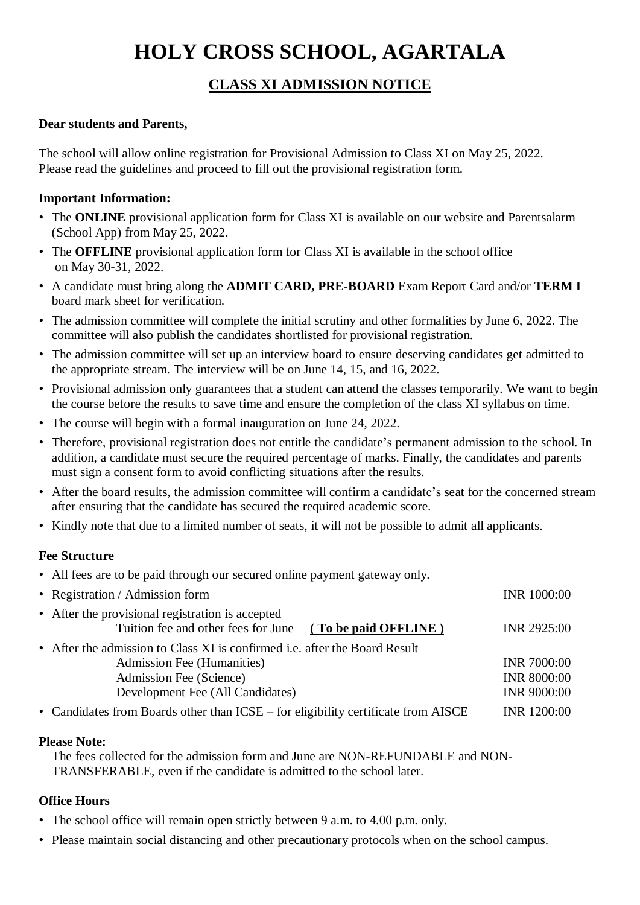# HOLY CROSS SCHOOL, AGARTALA

## CLASS XI ADMISSION NOTICE

**Dear students and Parents,**

The school will allow online registration for Provisional Admission to Class XI on May 25, 2022.
Please read the guidelines and proceed to fill out the provisional registration form.

### Important Information:

- The **ONLINE** provisional application form for Class XI is available on our website and Parentsalarm (School App) from May 25, 2022.
- The **OFFLINE** provisional application form for Class XI is available in the school office on May 30-31, 2022.
- A candidate must bring along the **ADMIT CARD, PRE-BOARD** Exam Report Card and/or **TERM I** board mark sheet for verification.
- The admission committee will complete the initial scrutiny and other formalities by June 6, 2022. The committee will also publish the candidates shortlisted for provisional registration.
- The admission committee will set up an interview board to ensure deserving candidates get admitted to the appropriate stream. The interview will be on June 14, 15, and 16, 2022.
- Provisional admission only guarantees that a student can attend the classes temporarily. We want to begin the course before the results to save time and ensure the completion of the class XI syllabus on time.
- The course will begin with a formal inauguration on June 24, 2022.
- Therefore, provisional registration does not entitle the candidate's permanent admission to the school. In addition, a candidate must secure the required percentage of marks. Finally, the candidates and parents must sign a consent form to avoid conflicting situations after the results.
- After the board results, the admission committee will confirm a candidate's seat for the concerned stream after ensuring that the candidate has secured the required academic score.
- Kindly note that due to a limited number of seats, it will not be possible to admit all applicants.

### Fee Structure

- All fees are to be paid through our secured online payment gateway only.
- Registration / Admission form — INR 1000:00
- After the provisional registration is accepted
  - Tuition fee and other fees for June **(To be paid OFFLINE)** — INR 2925:00
- After the admission to Class XI is confirmed i.e. after the Board Result
  - Admission Fee (Humanities) — INR 7000:00
  - Admission Fee (Science) — INR 8000:00
  - Development Fee (All Candidates) — INR 9000:00
- Candidates from Boards other than ICSE – for eligibility certificate from AISCE — INR 1200:00

### Please Note:

The fees collected for the admission form and June are NON-REFUNDABLE and NON-TRANSFERABLE, even if the candidate is admitted to the school later.

### Office Hours

- The school office will remain open strictly between 9 a.m. to 4.00 p.m. only.
- Please maintain social distancing and other precautionary protocols when on the school campus.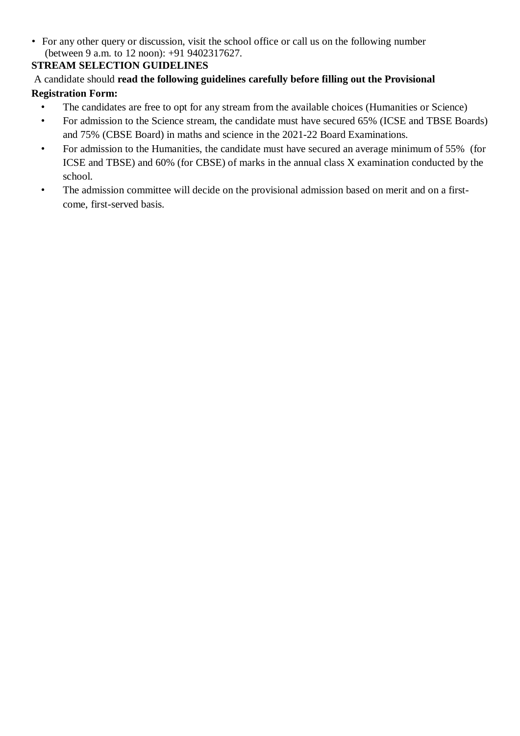- For any other query or discussion, visit the school office or call us on the following number (between 9 a.m. to 12 noon): +91 9402317627.

**STREAM SELECTION GUIDELINES**

A candidate should **read the following guidelines carefully before filling out the Provisional Registration Form:**

- The candidates are free to opt for any stream from the available choices (Humanities or Science)
- For admission to the Science stream, the candidate must have secured 65% (ICSE and TBSE Boards) and 75% (CBSE Board) in maths and science in the 2021-22 Board Examinations.
- For admission to the Humanities, the candidate must have secured an average minimum of 55% (for ICSE and TBSE) and 60% (for CBSE) of marks in the annual class X examination conducted by the school.
- The admission committee will decide on the provisional admission based on merit and on a first-come, first-served basis.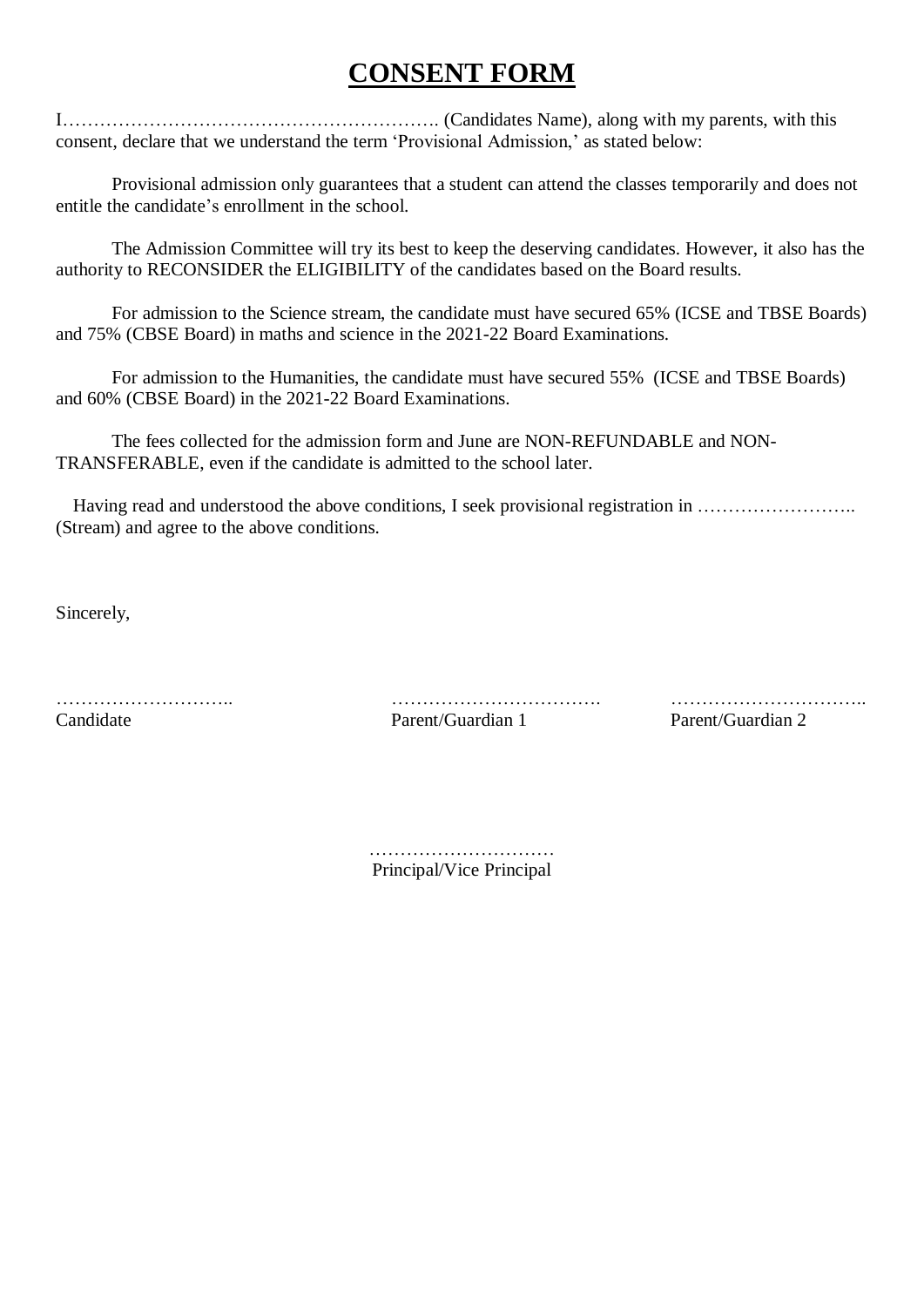# **CONSENT FORM**

I……………………………………………………. (Candidates Name), along with my parents, with this consent, declare that we understand the term 'Provisional Admission,' as stated below:

Provisional admission only guarantees that a student can attend the classes temporarily and does not entitle the candidate's enrollment in the school.

The Admission Committee will try its best to keep the deserving candidates. However, it also has the authority to RECONSIDER the ELIGIBILITY of the candidates based on the Board results.

For admission to the Science stream, the candidate must have secured 65% (ICSE and TBSE Boards) and 75% (CBSE Board) in maths and science in the 2021-22 Board Examinations.

For admission to the Humanities, the candidate must have secured 55% (ICSE and TBSE Boards) and 60% (CBSE Board) in the 2021-22 Board Examinations.

The fees collected for the admission form and June are NON-REFUNDABLE and NON-TRANSFERABLE, even if the candidate is admitted to the school later.

Having read and understood the above conditions, I seek provisional registration in …………………….. (Stream) and agree to the above conditions.

Sincerely,

……………………….. ……………………………. …………………………..

Candidate Parent/Guardian 1 Parent/Guardian 2

…………………………

Principal/Vice Principal